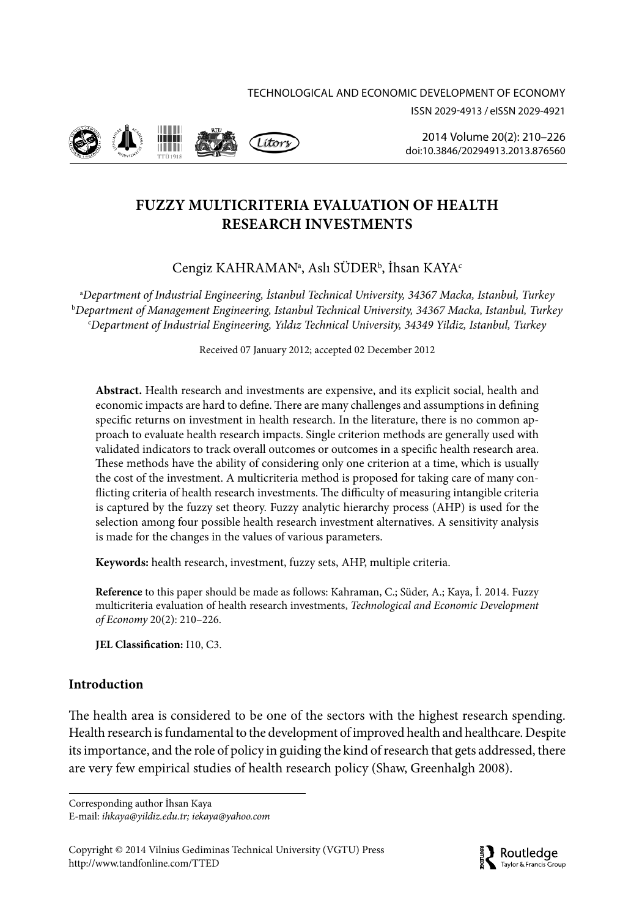TECHNOLOGICAL AND ECONOMIC DEVELOPMENT OF ECONOMY

ISSN 2029-4913 / eISSN 2029-4921

2014 Volume 20(2): 210–226

doi:10.3846/20294913.2013.876560

# FUZZY MULTICRITERIA EVALUATION OF HEALTH RESEARCH INVESTMENTS

Cengiz KAHRAMAN[a], Aslı SÜDER[b], İhsan KAYA[c]

[a]*Department of Industrial Engineering, İstanbul Technical University, 34367 Macka, Istanbul, Turkey*
[b]*Department of Management Engineering, Istanbul Technical University, 34367 Macka, Istanbul, Turkey*
[c]*Department of Industrial Engineering, Yıldız Technical University, 34349 Yildiz, Istanbul, Turkey*

Received 07 January 2012; accepted 02 December 2012

**Abstract.** Health research and investments are expensive, and its explicit social, health and economic impacts are hard to define. There are many challenges and assumptions in defining specific returns on investment in health research. In the literature, there is no common approach to evaluate health research impacts. Single criterion methods are generally used with validated indicators to track overall outcomes or outcomes in a specific health research area. These methods have the ability of considering only one criterion at a time, which is usually the cost of the investment. A multicriteria method is proposed for taking care of many conflicting criteria of health research investments. The difficulty of measuring intangible criteria is captured by the fuzzy set theory. Fuzzy analytic hierarchy process (AHP) is used for the selection among four possible health research investment alternatives. A sensitivity analysis is made for the changes in the values of various parameters.

**Keywords:** health research, investment, fuzzy sets, AHP, multiple criteria.

**Reference** to this paper should be made as follows: Kahraman, C.; Süder, A.; Kaya, İ. 2014. Fuzzy multicriteria evaluation of health research investments, *Technological and Economic Development of Economy* 20(2): 210–226.

**JEL Classification:** I10, C3.

## Introduction

The health area is considered to be one of the sectors with the highest research spending. Health research is fundamental to the development of improved health and healthcare. Despite its importance, and the role of policy in guiding the kind of research that gets addressed, there are very few empirical studies of health research policy (Shaw, Greenhalgh 2008).

---

Corresponding author İhsan Kaya
E-mail: *ihkaya@yildiz.edu.tr; iekaya@yahoo.com*

Copyright © 2014 Vilnius Gediminas Technical University (VGTU) Press
http://www.tandfonline.com/TTED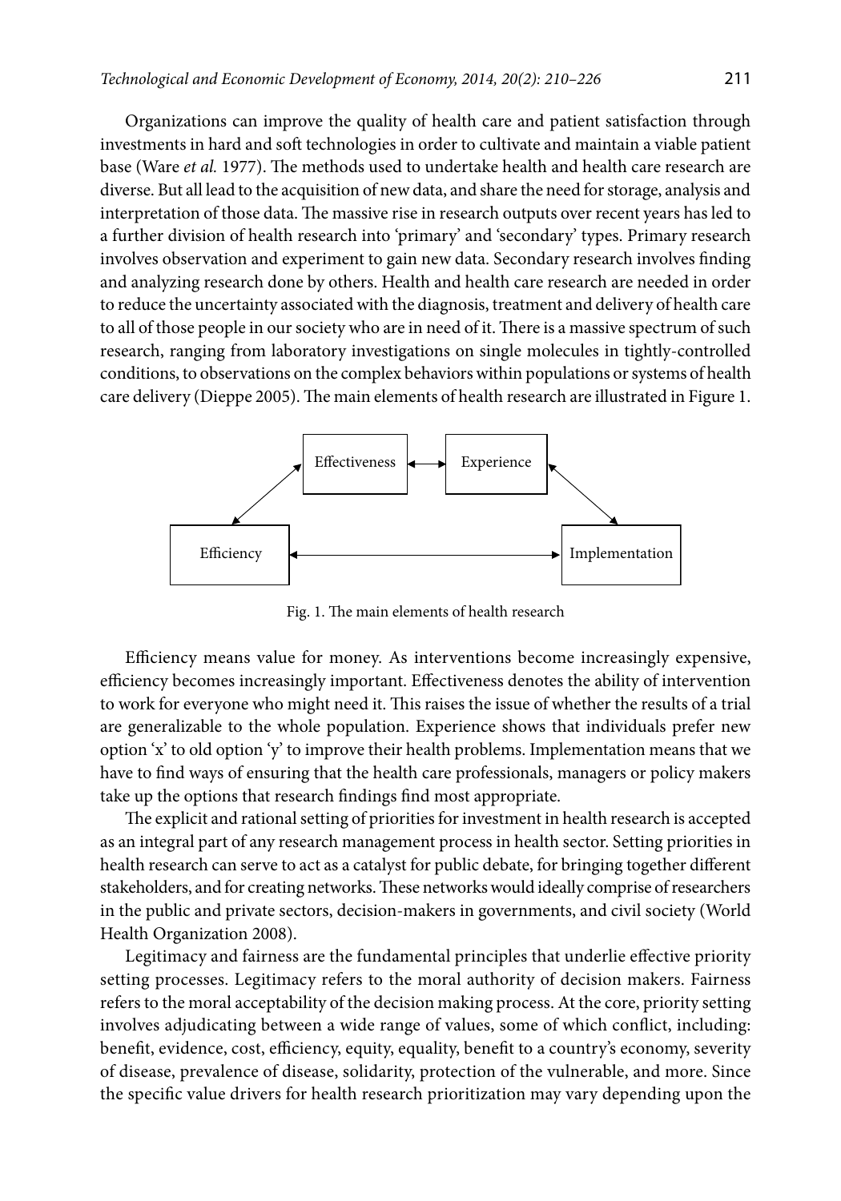Organizations can improve the quality of health care and patient satisfaction through investments in hard and soft technologies in order to cultivate and maintain a viable patient base (Ware *et al.* 1977). The methods used to undertake health and health care research are diverse. But all lead to the acquisition of new data, and share the need for storage, analysis and interpretation of those data. The massive rise in research outputs over recent years has led to a further division of health research into 'primary' and 'secondary' types. Primary research involves observation and experiment to gain new data. Secondary research involves finding and analyzing research done by others. Health and health care research are needed in order to reduce the uncertainty associated with the diagnosis, treatment and delivery of health care to all of those people in our society who are in need of it. There is a massive spectrum of such research, ranging from laboratory investigations on single molecules in tightly-controlled conditions, to observations on the complex behaviors within populations or systems of health care delivery (Dieppe 2005). The main elements of health research are illustrated in Figure 1.

Effectiveness ↔ Experience

Efficiency ↔ Implementation

Fig. 1. The main elements of health research

Efficiency means value for money. As interventions become increasingly expensive, efficiency becomes increasingly important. Effectiveness denotes the ability of intervention to work for everyone who might need it. This raises the issue of whether the results of a trial are generalizable to the whole population. Experience shows that individuals prefer new option 'x' to old option 'y' to improve their health problems. Implementation means that we have to find ways of ensuring that the health care professionals, managers or policy makers take up the options that research findings find most appropriate.

The explicit and rational setting of priorities for investment in health research is accepted as an integral part of any research management process in health sector. Setting priorities in health research can serve to act as a catalyst for public debate, for bringing together different stakeholders, and for creating networks. These networks would ideally comprise of researchers in the public and private sectors, decision-makers in governments, and civil society (World Health Organization 2008).

Legitimacy and fairness are the fundamental principles that underlie effective priority setting processes. Legitimacy refers to the moral authority of decision makers. Fairness refers to the moral acceptability of the decision making process. At the core, priority setting involves adjudicating between a wide range of values, some of which conflict, including: benefit, evidence, cost, efficiency, equity, equality, benefit to a country's economy, severity of disease, prevalence of disease, solidarity, protection of the vulnerable, and more. Since the specific value drivers for health research prioritization may vary depending upon the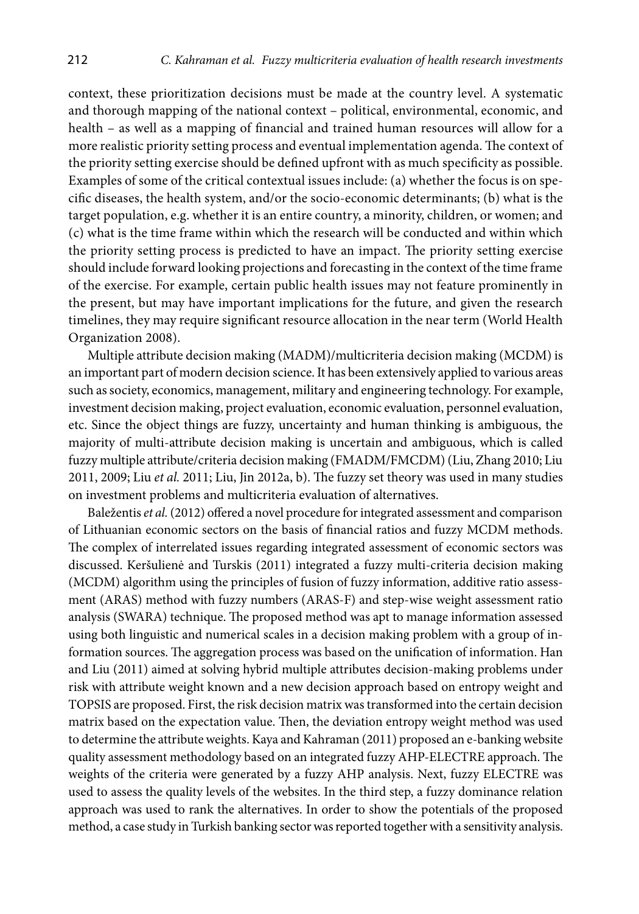context, these prioritization decisions must be made at the country level. A systematic and thorough mapping of the national context – political, environmental, economic, and health – as well as a mapping of financial and trained human resources will allow for a more realistic priority setting process and eventual implementation agenda. The context of the priority setting exercise should be defined upfront with as much specificity as possible. Examples of some of the critical contextual issues include: (a) whether the focus is on specific diseases, the health system, and/or the socio-economic determinants; (b) what is the target population, e.g. whether it is an entire country, a minority, children, or women; and (c) what is the time frame within which the research will be conducted and within which the priority setting process is predicted to have an impact. The priority setting exercise should include forward looking projections and forecasting in the context of the time frame of the exercise. For example, certain public health issues may not feature prominently in the present, but may have important implications for the future, and given the research timelines, they may require significant resource allocation in the near term (World Health Organization 2008).

Multiple attribute decision making (MADM)/multicriteria decision making (MCDM) is an important part of modern decision science. It has been extensively applied to various areas such as society, economics, management, military and engineering technology. For example, investment decision making, project evaluation, economic evaluation, personnel evaluation, etc. Since the object things are fuzzy, uncertainty and human thinking is ambiguous, the majority of multi-attribute decision making is uncertain and ambiguous, which is called fuzzy multiple attribute/criteria decision making (FMADM/FMCDM) (Liu, Zhang 2010; Liu 2011, 2009; Liu *et al.* 2011; Liu, Jin 2012a, b). The fuzzy set theory was used in many studies on investment problems and multicriteria evaluation of alternatives.

Baležentis *et al.* (2012) offered a novel procedure for integrated assessment and comparison of Lithuanian economic sectors on the basis of financial ratios and fuzzy MCDM methods. The complex of interrelated issues regarding integrated assessment of economic sectors was discussed. Keršulienė and Turskis (2011) integrated a fuzzy multi-criteria decision making (MCDM) algorithm using the principles of fusion of fuzzy information, additive ratio assessment (ARAS) method with fuzzy numbers (ARAS-F) and step-wise weight assessment ratio analysis (SWARA) technique. The proposed method was apt to manage information assessed using both linguistic and numerical scales in a decision making problem with a group of information sources. The aggregation process was based on the unification of information. Han and Liu (2011) aimed at solving hybrid multiple attributes decision-making problems under risk with attribute weight known and a new decision approach based on entropy weight and TOPSIS are proposed. First, the risk decision matrix was transformed into the certain decision matrix based on the expectation value. Then, the deviation entropy weight method was used to determine the attribute weights. Kaya and Kahraman (2011) proposed an e-banking website quality assessment methodology based on an integrated fuzzy AHP-ELECTRE approach. The weights of the criteria were generated by a fuzzy AHP analysis. Next, fuzzy ELECTRE was used to assess the quality levels of the websites. In the third step, a fuzzy dominance relation approach was used to rank the alternatives. In order to show the potentials of the proposed method, a case study in Turkish banking sector was reported together with a sensitivity analysis.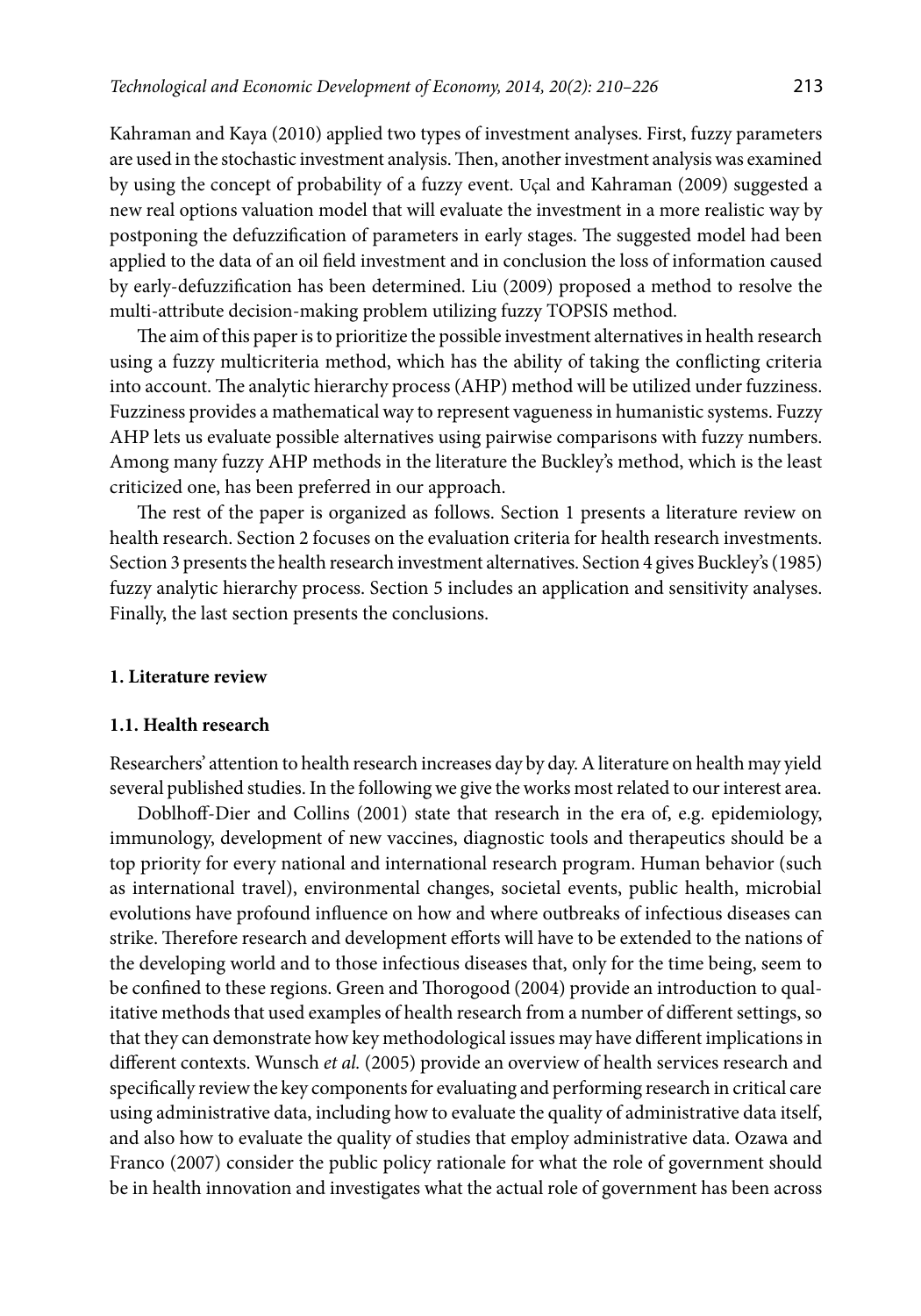Kahraman and Kaya (2010) applied two types of investment analyses. First, fuzzy parameters are used in the stochastic investment analysis. Then, another investment analysis was examined by using the concept of probability of a fuzzy event. Uçal and Kahraman (2009) suggested a new real options valuation model that will evaluate the investment in a more realistic way by postponing the defuzzification of parameters in early stages. The suggested model had been applied to the data of an oil field investment and in conclusion the loss of information caused by early-defuzzification has been determined. Liu (2009) proposed a method to resolve the multi-attribute decision-making problem utilizing fuzzy TOPSIS method.

The aim of this paper is to prioritize the possible investment alternatives in health research using a fuzzy multicriteria method, which has the ability of taking the conflicting criteria into account. The analytic hierarchy process (AHP) method will be utilized under fuzziness. Fuzziness provides a mathematical way to represent vagueness in humanistic systems. Fuzzy AHP lets us evaluate possible alternatives using pairwise comparisons with fuzzy numbers. Among many fuzzy AHP methods in the literature the Buckley's method, which is the least criticized one, has been preferred in our approach.

The rest of the paper is organized as follows. Section 1 presents a literature review on health research. Section 2 focuses on the evaluation criteria for health research investments. Section 3 presents the health research investment alternatives. Section 4 gives Buckley's (1985) fuzzy analytic hierarchy process. Section 5 includes an application and sensitivity analyses. Finally, the last section presents the conclusions.

## 1. Literature review

### 1.1. Health research

Researchers' attention to health research increases day by day. A literature on health may yield several published studies. In the following we give the works most related to our interest area.

Doblhoff-Dier and Collins (2001) state that research in the era of, e.g. epidemiology, immunology, development of new vaccines, diagnostic tools and therapeutics should be a top priority for every national and international research program. Human behavior (such as international travel), environmental changes, societal events, public health, microbial evolutions have profound influence on how and where outbreaks of infectious diseases can strike. Therefore research and development efforts will have to be extended to the nations of the developing world and to those infectious diseases that, only for the time being, seem to be confined to these regions. Green and Thorogood (2004) provide an introduction to qualitative methods that used examples of health research from a number of different settings, so that they can demonstrate how key methodological issues may have different implications in different contexts. Wunsch *et al.* (2005) provide an overview of health services research and specifically review the key components for evaluating and performing research in critical care using administrative data, including how to evaluate the quality of administrative data itself, and also how to evaluate the quality of studies that employ administrative data. Ozawa and Franco (2007) consider the public policy rationale for what the role of government should be in health innovation and investigates what the actual role of government has been across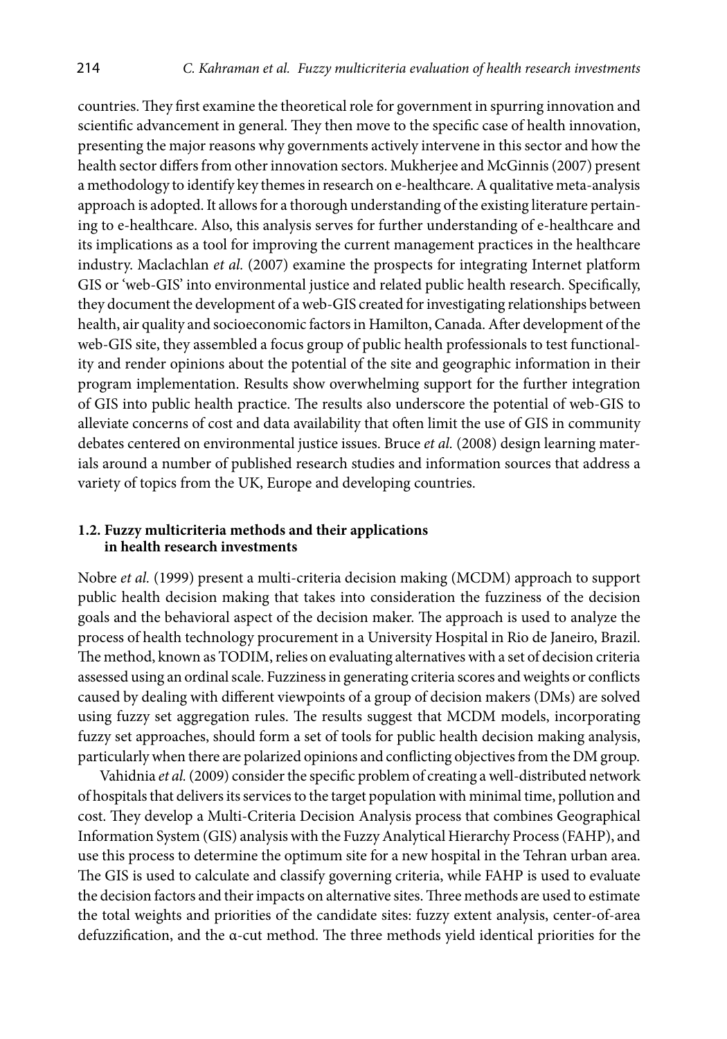countries. They first examine the theoretical role for government in spurring innovation and scientific advancement in general. They then move to the specific case of health innovation, presenting the major reasons why governments actively intervene in this sector and how the health sector differs from other innovation sectors. Mukherjee and McGinnis (2007) present a methodology to identify key themes in research on e-healthcare. A qualitative meta-analysis approach is adopted. It allows for a thorough understanding of the existing literature pertaining to e-healthcare. Also, this analysis serves for further understanding of e-healthcare and its implications as a tool for improving the current management practices in the healthcare industry. Maclachlan *et al.* (2007) examine the prospects for integrating Internet platform GIS or 'web-GIS' into environmental justice and related public health research. Specifically, they document the development of a web-GIS created for investigating relationships between health, air quality and socioeconomic factors in Hamilton, Canada. After development of the web-GIS site, they assembled a focus group of public health professionals to test functionality and render opinions about the potential of the site and geographic information in their program implementation. Results show overwhelming support for the further integration of GIS into public health practice. The results also underscore the potential of web-GIS to alleviate concerns of cost and data availability that often limit the use of GIS in community debates centered on environmental justice issues. Bruce *et al.* (2008) design learning materials around a number of published research studies and information sources that address a variety of topics from the UK, Europe and developing countries.

### 1.2. Fuzzy multicriteria methods and their applications in health research investments

Nobre *et al.* (1999) present a multi-criteria decision making (MCDM) approach to support public health decision making that takes into consideration the fuzziness of the decision goals and the behavioral aspect of the decision maker. The approach is used to analyze the process of health technology procurement in a University Hospital in Rio de Janeiro, Brazil. The method, known as TODIM, relies on evaluating alternatives with a set of decision criteria assessed using an ordinal scale. Fuzziness in generating criteria scores and weights or conflicts caused by dealing with different viewpoints of a group of decision makers (DMs) are solved using fuzzy set aggregation rules. The results suggest that MCDM models, incorporating fuzzy set approaches, should form a set of tools for public health decision making analysis, particularly when there are polarized opinions and conflicting objectives from the DM group.

Vahidnia *et al.* (2009) consider the specific problem of creating a well-distributed network of hospitals that delivers its services to the target population with minimal time, pollution and cost. They develop a Multi-Criteria Decision Analysis process that combines Geographical Information System (GIS) analysis with the Fuzzy Analytical Hierarchy Process (FAHP), and use this process to determine the optimum site for a new hospital in the Tehran urban area. The GIS is used to calculate and classify governing criteria, while FAHP is used to evaluate the decision factors and their impacts on alternative sites. Three methods are used to estimate the total weights and priorities of the candidate sites: fuzzy extent analysis, center-of-area defuzzification, and the α-cut method. The three methods yield identical priorities for the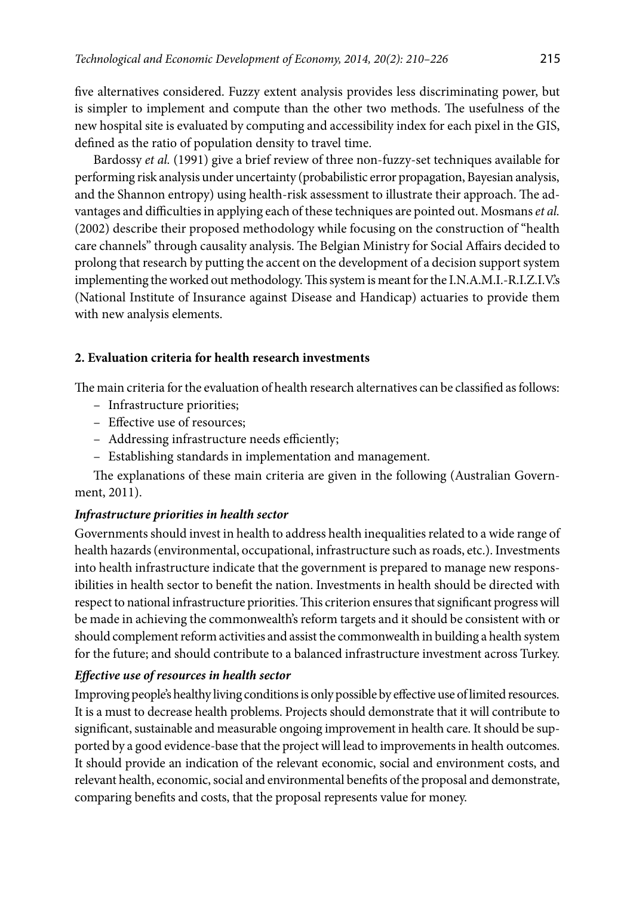five alternatives considered. Fuzzy extent analysis provides less discriminating power, but is simpler to implement and compute than the other two methods. The usefulness of the new hospital site is evaluated by computing and accessibility index for each pixel in the GIS, defined as the ratio of population density to travel time.

Bardossy *et al.* (1991) give a brief review of three non-fuzzy-set techniques available for performing risk analysis under uncertainty (probabilistic error propagation, Bayesian analysis, and the Shannon entropy) using health-risk assessment to illustrate their approach. The advantages and difficulties in applying each of these techniques are pointed out. Mosmans *et al.* (2002) describe their proposed methodology while focusing on the construction of "health care channels" through causality analysis. The Belgian Ministry for Social Affairs decided to prolong that research by putting the accent on the development of a decision support system implementing the worked out methodology. This system is meant for the I.N.A.M.I.-R.I.Z.I.V.'s (National Institute of Insurance against Disease and Handicap) actuaries to provide them with new analysis elements.

## 2. Evaluation criteria for health research investments

The main criteria for the evaluation of health research alternatives can be classified as follows:

- Infrastructure priorities;
- Effective use of resources;
- Addressing infrastructure needs efficiently;
- Establishing standards in implementation and management.

The explanations of these main criteria are given in the following (Australian Government, 2011).

***Infrastructure priorities in health sector***

Governments should invest in health to address health inequalities related to a wide range of health hazards (environmental, occupational, infrastructure such as roads, etc.). Investments into health infrastructure indicate that the government is prepared to manage new responsibilities in health sector to benefit the nation. Investments in health should be directed with respect to national infrastructure priorities. This criterion ensures that significant progress will be made in achieving the commonwealth's reform targets and it should be consistent with or should complement reform activities and assist the commonwealth in building a health system for the future; and should contribute to a balanced infrastructure investment across Turkey.

***Effective use of resources in health sector***

Improving people's healthy living conditions is only possible by effective use of limited resources. It is a must to decrease health problems. Projects should demonstrate that it will contribute to significant, sustainable and measurable ongoing improvement in health care. It should be supported by a good evidence-base that the project will lead to improvements in health outcomes. It should provide an indication of the relevant economic, social and environment costs, and relevant health, economic, social and environmental benefits of the proposal and demonstrate, comparing benefits and costs, that the proposal represents value for money.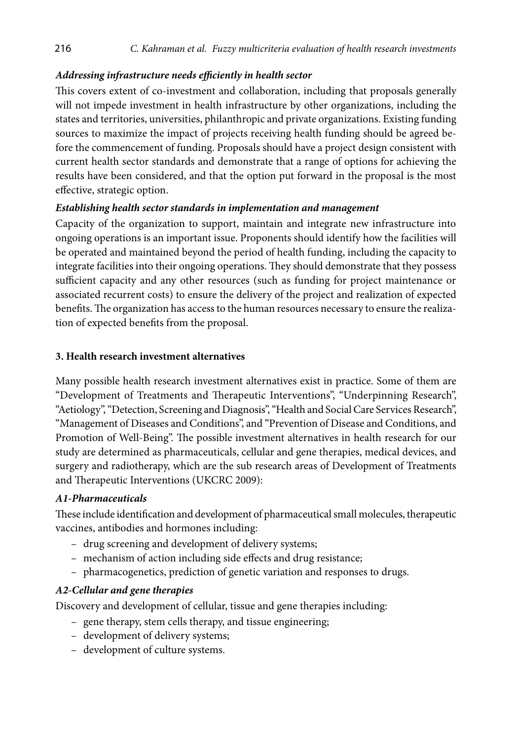***Addressing infrastructure needs efficiently in health sector***

This covers extent of co-investment and collaboration, including that proposals generally will not impede investment in health infrastructure by other organizations, including the states and territories, universities, philanthropic and private organizations. Existing funding sources to maximize the impact of projects receiving health funding should be agreed before the commencement of funding. Proposals should have a project design consistent with current health sector standards and demonstrate that a range of options for achieving the results have been considered, and that the option put forward in the proposal is the most effective, strategic option.

***Establishing health sector standards in implementation and management***

Capacity of the organization to support, maintain and integrate new infrastructure into ongoing operations is an important issue. Proponents should identify how the facilities will be operated and maintained beyond the period of health funding, including the capacity to integrate facilities into their ongoing operations. They should demonstrate that they possess sufficient capacity and any other resources (such as funding for project maintenance or associated recurrent costs) to ensure the delivery of the project and realization of expected benefits. The organization has access to the human resources necessary to ensure the realization of expected benefits from the proposal.

## 3. Health research investment alternatives

Many possible health research investment alternatives exist in practice. Some of them are "Development of Treatments and Therapeutic Interventions", "Underpinning Research", "Aetiology", "Detection, Screening and Diagnosis", "Health and Social Care Services Research", "Management of Diseases and Conditions", and "Prevention of Disease and Conditions, and Promotion of Well-Being". The possible investment alternatives in health research for our study are determined as pharmaceuticals, cellular and gene therapies, medical devices, and surgery and radiotherapy, which are the sub research areas of Development of Treatments and Therapeutic Interventions (UKCRC 2009):

***A1-Pharmaceuticals***

These include identification and development of pharmaceutical small molecules, therapeutic vaccines, antibodies and hormones including:

- drug screening and development of delivery systems;
- mechanism of action including side effects and drug resistance;
- pharmacogenetics, prediction of genetic variation and responses to drugs.

***A2-Cellular and gene therapies***

Discovery and development of cellular, tissue and gene therapies including:

- gene therapy, stem cells therapy, and tissue engineering;
- development of delivery systems;
- development of culture systems.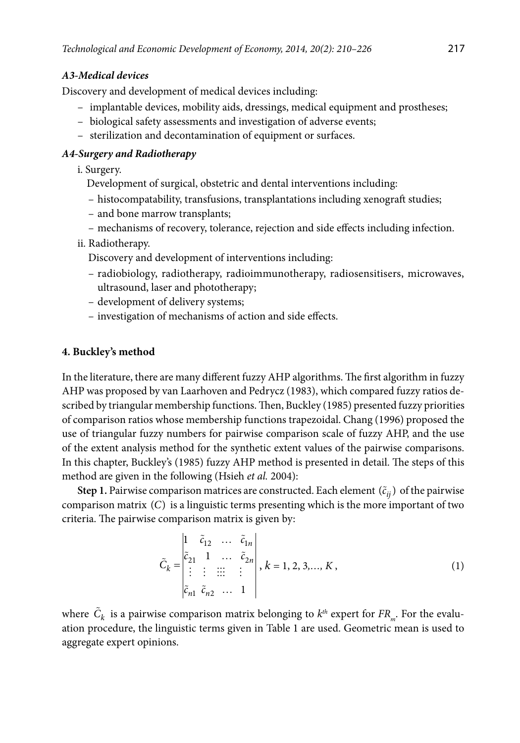***A3-Medical devices***

Discovery and development of medical devices including:

- implantable devices, mobility aids, dressings, medical equipment and prostheses;
- biological safety assessments and investigation of adverse events;
- sterilization and decontamination of equipment or surfaces.

***A4-Surgery and Radiotherapy***

i. Surgery.

Development of surgical, obstetric and dental interventions including:

- histocompatability, transfusions, transplantations including xenograft studies;
- and bone marrow transplants;
- mechanisms of recovery, tolerance, rejection and side effects including infection.

ii. Radiotherapy.

Discovery and development of interventions including:

- radiobiology, radiotherapy, radioimmunotherapy, radiosensitisers, microwaves, ultrasound, laser and phototherapy;
- development of delivery systems;
- investigation of mechanisms of action and side effects.

## 4. Buckley's method

In the literature, there are many different fuzzy AHP algorithms. The first algorithm in fuzzy AHP was proposed by van Laarhoven and Pedrycz (1983), which compared fuzzy ratios described by triangular membership functions. Then, Buckley (1985) presented fuzzy priorities of comparison ratios whose membership functions trapezoidal. Chang (1996) proposed the use of triangular fuzzy numbers for pairwise comparison scale of fuzzy AHP, and the use of the extent analysis method for the synthetic extent values of the pairwise comparisons. In this chapter, Buckley's (1985) fuzzy AHP method is presented in detail. The steps of this method are given in the following (Hsieh *et al.* 2004):

**Step 1.** Pairwise comparison matrices are constructed. Each element $(\tilde{c}_{ij})$ of the pairwise comparison matrix $(C)$ is a linguistic terms presenting which is the more important of two criteria. The pairwise comparison matrix is given by:

$$\tilde{C}_k = \begin{vmatrix} 1 & \tilde{c}_{12} & \dots & \tilde{c}_{1n} \\ \tilde{c}_{21} & 1 & \dots & \tilde{c}_{2n} \\ \vdots & \vdots & ::: & \vdots \\ \tilde{c}_{n1} & \tilde{c}_{n2} & \dots & 1 \end{vmatrix}, \ k = 1, 2, 3, \dots, K, \tag{1}$$

where $\tilde{C}_k$ is a pairwise comparison matrix belonging to $k^{th}$ expert for $FR_m$. For the evaluation procedure, the linguistic terms given in Table 1 are used. Geometric mean is used to aggregate expert opinions.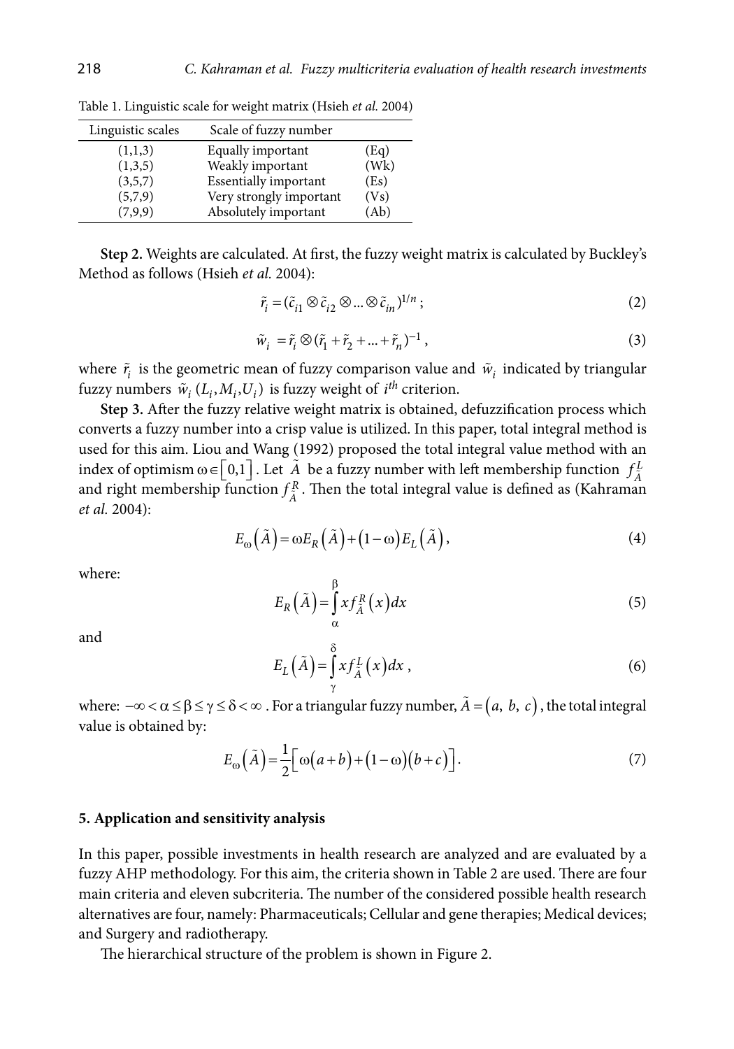Table 1. Linguistic scale for weight matrix (Hsieh *et al.* 2004)

| Linguistic scales | Scale of fuzzy number | |
|---|---|---|
| (1,1,3) | Equally important | (Eq) |
| (1,3,5) | Weakly important | (Wk) |
| (3,5,7) | Essentially important | (Es) |
| (5,7,9) | Very strongly important | (Vs) |
| (7,9,9) | Absolutely important | (Ab) |

**Step 2.** Weights are calculated. At first, the fuzzy weight matrix is calculated by Buckley's Method as follows (Hsieh *et al.* 2004):

$$\tilde{r}_i = (\tilde{c}_{i1} \otimes \tilde{c}_{i2} \otimes ... \otimes \tilde{c}_{in})^{1/n}; \tag{2}$$

$$\tilde{w}_i = \tilde{r}_i \otimes (\tilde{r}_1 + \tilde{r}_2 + ... + \tilde{r}_n)^{-1}, \tag{3}$$

where $\tilde{r}_i$ is the geometric mean of fuzzy comparison value and $\tilde{w}_i$ indicated by triangular fuzzy numbers $\tilde{w}_i\,(L_i, M_i, U_i)$ is fuzzy weight of $i^{th}$ criterion.

**Step 3.** After the fuzzy relative weight matrix is obtained, defuzzification process which converts a fuzzy number into a crisp value is utilized. In this paper, total integral method is used for this aim. Liou and Wang (1992) proposed the total integral value method with an index of optimism $\omega \in [0,1]$. Let $\tilde{A}$ be a fuzzy number with left membership function $f_{\tilde{A}}^{L}$ and right membership function $f_{\tilde{A}}^{R}$. Then the total integral value is defined as (Kahraman *et al.* 2004):

$$E_{\omega}(\tilde{A}) = \omega E_R(\tilde{A}) + (1-\omega) E_L(\tilde{A}), \tag{4}$$

where:

$$E_R(\tilde{A}) = \int_{\alpha}^{\beta} x f_{\tilde{A}}^{R}(x)\,dx \tag{5}$$

and

$$E_L(\tilde{A}) = \int_{\gamma}^{\delta} x f_{\tilde{A}}^{L}(x)\,dx, \tag{6}$$

where: $-\infty < \alpha \le \beta \le \gamma \le \delta < \infty$. For a triangular fuzzy number, $\tilde{A} = (a, b, c)$, the total integral value is obtained by:

$$E_{\omega}(\tilde{A}) = \frac{1}{2}\left[\omega(a+b) + (1-\omega)(b+c)\right]. \tag{7}$$

## 5. Application and sensitivity analysis

In this paper, possible investments in health research are analyzed and are evaluated by a fuzzy AHP methodology. For this aim, the criteria shown in Table 2 are used. There are four main criteria and eleven subcriteria. The number of the considered possible health research alternatives are four, namely: Pharmaceuticals; Cellular and gene therapies; Medical devices; and Surgery and radiotherapy.

The hierarchical structure of the problem is shown in Figure 2.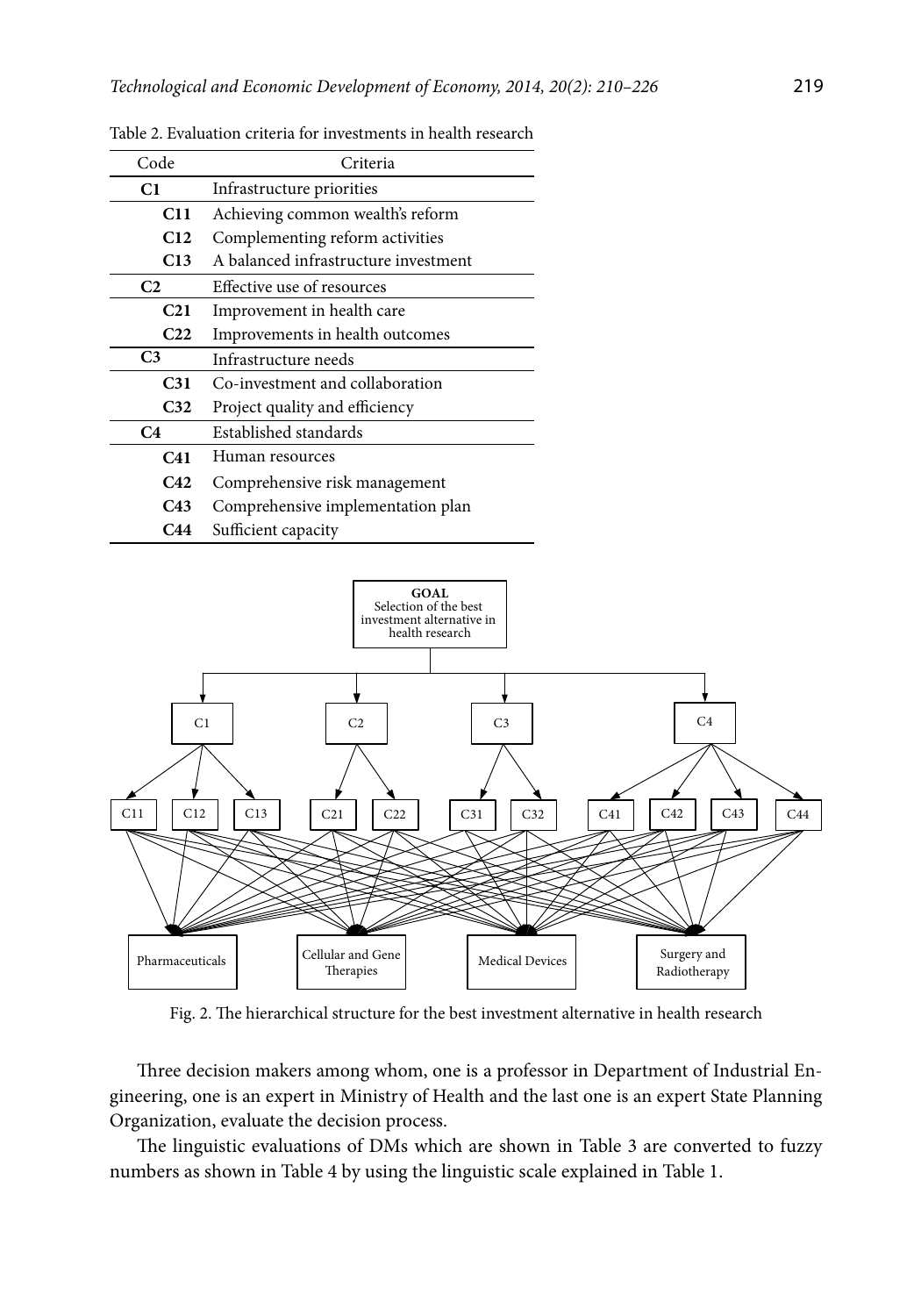Table 2. Evaluation criteria for investments in health research

| Code | Criteria |
|---|---|
| **C1** | Infrastructure priorities |
| **C11** | Achieving common wealth's reform |
| **C12** | Complementing reform activities |
| **C13** | A balanced infrastructure investment |
| **C2** | Effective use of resources |
| **C21** | Improvement in health care |
| **C22** | Improvements in health outcomes |
| **C3** | Infrastructure needs |
| **C31** | Co-investment and collaboration |
| **C32** | Project quality and efficiency |
| **C4** | Established standards |
| **C41** | Human resources |
| **C42** | Comprehensive risk management |
| **C43** | Comprehensive implementation plan |
| **C44** | Sufficient capacity |

Fig. 2. The hierarchical structure for the best investment alternative in health research

Three decision makers among whom, one is a professor in Department of Industrial Engineering, one is an expert in Ministry of Health and the last one is an expert State Planning Organization, evaluate the decision process.

The linguistic evaluations of DMs which are shown in Table 3 are converted to fuzzy numbers as shown in Table 4 by using the linguistic scale explained in Table 1.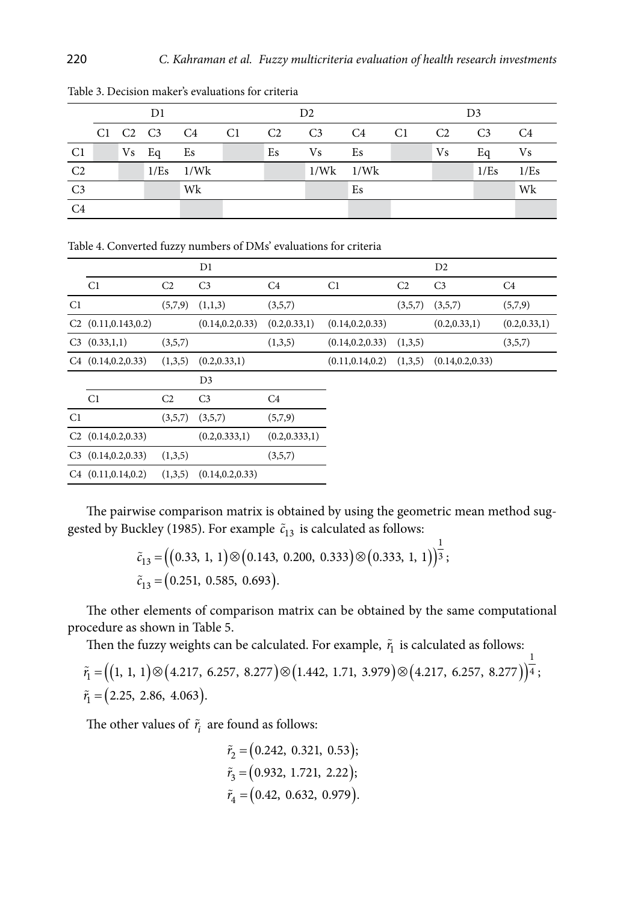Table 3. Decision maker's evaluations for criteria

| | D1 | | | | D2 | | | | D3 | | | |
|---|---|---|---|---|---|---|---|---|---|---|---|---|
| | C1 | C2 | C3 | C4 | C1 | C2 | C3 | C4 | C1 | C2 | C3 | C4 |
| C1 | | Vs | Eq | Es | | Es | Vs | Es | | Vs | Eq | Vs |
| C2 | | | 1/Es | 1/Wk | | | 1/Wk | 1/Wk | | | 1/Es | 1/Es |
| C3 | | | | Wk | | | | Es | | | | Wk |
| C4 | | | | | | | | | | | | |

Table 4. Converted fuzzy numbers of DMs' evaluations for criteria

| | D1 | | | | D2 | | | |
|---|---|---|---|---|---|---|---|---|
| | C1 | C2 | C3 | C4 | C1 | C2 | C3 | C4 |
| C1 | | (5,7,9) | (1,1,3) | (3,5,7) | | (3,5,7) | (3,5,7) | (5,7,9) |
| C2 | (0.11,0.143,0.2) | | (0.14,0.2,0.33) | (0.2,0.33,1) | (0.14,0.2,0.33) | | (0.2,0.33,1) | (0.2,0.33,1) |
| C3 | (0.33,1,1) | (3,5,7) | | (1,3,5) | (0.14,0.2,0.33) | (1,3,5) | | (3,5,7) |
| C4 | (0.14,0.2,0.33) | (1,3,5) | (0.2,0.33,1) | | (0.11,0.14,0.2) | (1,3,5) | (0.14,0.2,0.33) | |

| | D3 | | | |
|---|---|---|---|---|
| | C1 | C2 | C3 | C4 |
| C1 | | (3,5,7) | (3,5,7) | (5,7,9) |
| C2 | (0.14,0.2,0.33) | | (0.2,0.333,1) | (0.2,0.333,1) |
| C3 | (0.14,0.2,0.33) | (1,3,5) | | (3,5,7) |
| C4 | (0.11,0.14,0.2) | (1,3,5) | (0.14,0.2,0.33) | |

The pairwise comparison matrix is obtained by using the geometric mean method suggested by Buckley (1985). For example $\tilde{c}_{13}$ is calculated as follows:

$$\tilde{c}_{13} = \left( (0.33,\ 1,\ 1) \otimes (0.143,\ 0.200,\ 0.333) \otimes (0.333,\ 1,\ 1) \right)^{\frac{1}{3}};$$
$$\tilde{c}_{13} = (0.251,\ 0.585,\ 0.693).$$

The other elements of comparison matrix can be obtained by the same computational procedure as shown in Table 5.

Then the fuzzy weights can be calculated. For example, $\tilde{r}_1$ is calculated as follows:

$$\tilde{r}_1 = \left( (1,\ 1,\ 1) \otimes (4.217,\ 6.257,\ 8.277) \otimes (1.442,\ 1.71,\ 3.979) \otimes (4.217,\ 6.257,\ 8.277) \right)^{\frac{1}{4}};$$
$$\tilde{r}_1 = (2.25,\ 2.86,\ 4.063).$$

The other values of $\tilde{r}_i$ are found as follows:

$$\tilde{r}_2 = (0.242,\ 0.321,\ 0.53);$$
$$\tilde{r}_3 = (0.932,\ 1.721,\ 2.22);$$
$$\tilde{r}_4 = (0.42,\ 0.632,\ 0.979).$$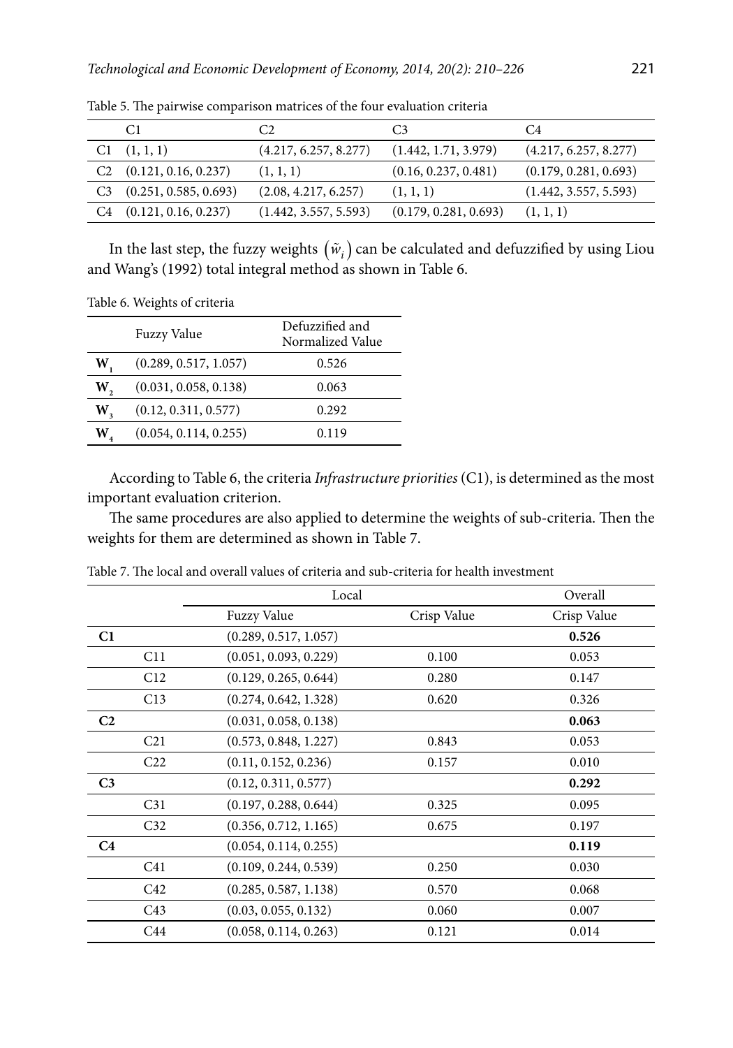Table 5. The pairwise comparison matrices of the four evaluation criteria

| | C1 | C2 | C3 | C4 |
|---|---|---|---|---|
| C1 | (1, 1, 1) | (4.217, 6.257, 8.277) | (1.442, 1.71, 3.979) | (4.217, 6.257, 8.277) |
| C2 | (0.121, 0.16, 0.237) | (1, 1, 1) | (0.16, 0.237, 0.481) | (0.179, 0.281, 0.693) |
| C3 | (0.251, 0.585, 0.693) | (2.08, 4.217, 6.257) | (1, 1, 1) | (1.442, 3.557, 5.593) |
| C4 | (0.121, 0.16, 0.237) | (1.442, 3.557, 5.593) | (0.179, 0.281, 0.693) | (1, 1, 1) |

In the last step, the fuzzy weights $(\tilde{w}_i)$ can be calculated and defuzzified by using Liou and Wang's (1992) total integral method as shown in Table 6.

Table 6. Weights of criteria

| | Fuzzy Value | Defuzzified and Normalized Value |
|---|---|---|
| $W_1$ | (0.289, 0.517, 1.057) | 0.526 |
| $W_2$ | (0.031, 0.058, 0.138) | 0.063 |
| $W_3$ | (0.12, 0.311, 0.577) | 0.292 |
| $W_4$ | (0.054, 0.114, 0.255) | 0.119 |

According to Table 6, the criteria *Infrastructure priorities* (C1), is determined as the most important evaluation criterion.

The same procedures are also applied to determine the weights of sub-criteria. Then the weights for them are determined as shown in Table 7.

Table 7. The local and overall values of criteria and sub-criteria for health investment

| | | Local | | Overall |
|---|---|---|---|---|
| | | Fuzzy Value | Crisp Value | Crisp Value |
| **C1** | | (0.289, 0.517, 1.057) | | **0.526** |
| | C11 | (0.051, 0.093, 0.229) | 0.100 | 0.053 |
| | C12 | (0.129, 0.265, 0.644) | 0.280 | 0.147 |
| | C13 | (0.274, 0.642, 1.328) | 0.620 | 0.326 |
| **C2** | | (0.031, 0.058, 0.138) | | **0.063** |
| | C21 | (0.573, 0.848, 1.227) | 0.843 | 0.053 |
| | C22 | (0.11, 0.152, 0.236) | 0.157 | 0.010 |
| **C3** | | (0.12, 0.311, 0.577) | | **0.292** |
| | C31 | (0.197, 0.288, 0.644) | 0.325 | 0.095 |
| | C32 | (0.356, 0.712, 1.165) | 0.675 | 0.197 |
| **C4** | | (0.054, 0.114, 0.255) | | **0.119** |
| | C41 | (0.109, 0.244, 0.539) | 0.250 | 0.030 |
| | C42 | (0.285, 0.587, 1.138) | 0.570 | 0.068 |
| | C43 | (0.03, 0.055, 0.132) | 0.060 | 0.007 |
| | C44 | (0.058, 0.114, 0.263) | 0.121 | 0.014 |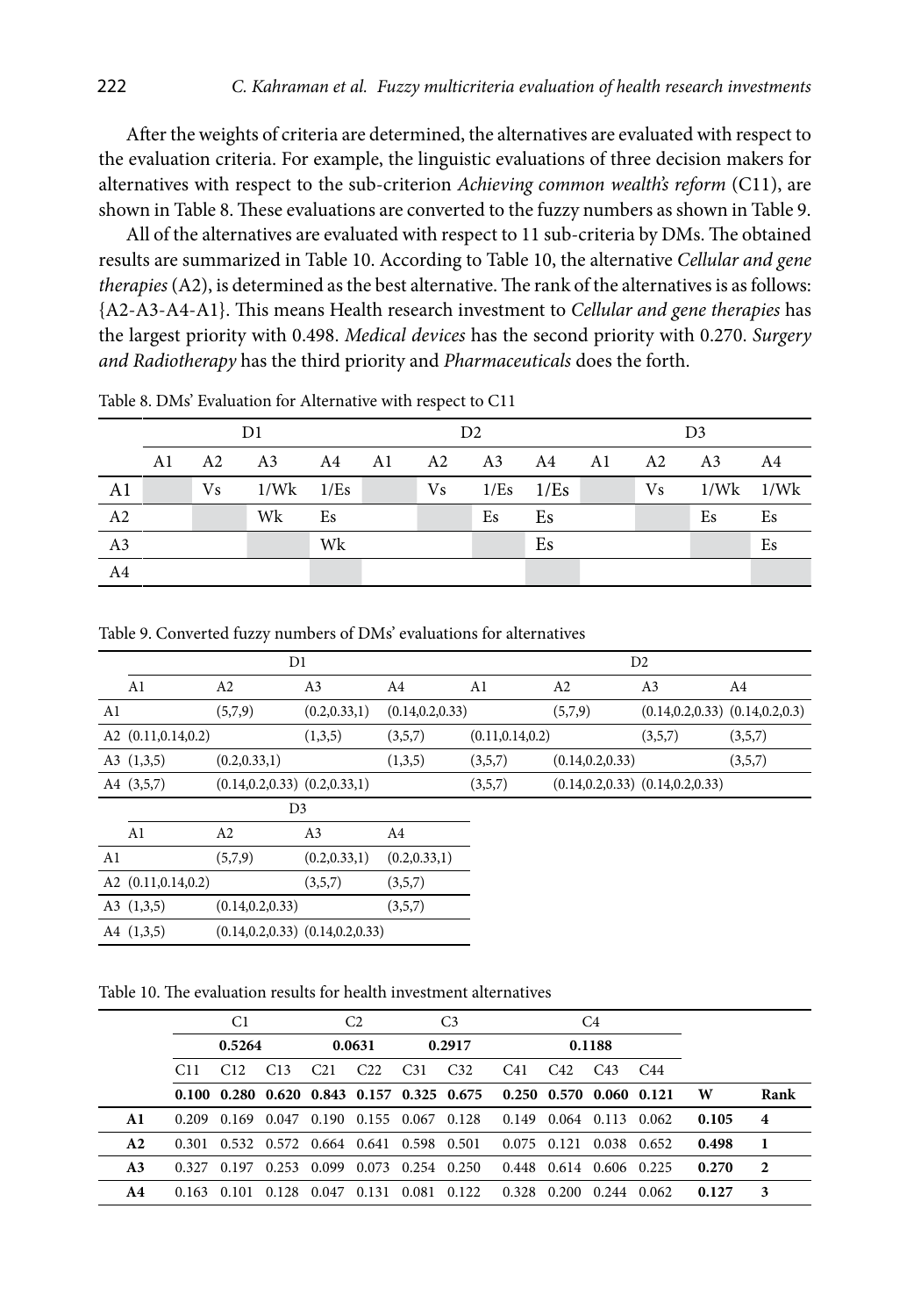After the weights of criteria are determined, the alternatives are evaluated with respect to the evaluation criteria. For example, the linguistic evaluations of three decision makers for alternatives with respect to the sub-criterion *Achieving common wealth's reform* (C11), are shown in Table 8. These evaluations are converted to the fuzzy numbers as shown in Table 9.

All of the alternatives are evaluated with respect to 11 sub-criteria by DMs. The obtained results are summarized in Table 10. According to Table 10, the alternative *Cellular and gene therapies* (A2), is determined as the best alternative. The rank of the alternatives is as follows: {A2-A3-A4-A1}. This means Health research investment to *Cellular and gene therapies* has the largest priority with 0.498. *Medical devices* has the second priority with 0.270. *Surgery and Radiotherapy* has the third priority and *Pharmaceuticals* does the forth.

Table 8. DMs' Evaluation for Alternative with respect to C11

| | D1 | | | | D2 | | | | D3 | | | |
|---|---|---|---|---|---|---|---|---|---|---|---|---|
| | A1 | A2 | A3 | A4 | A1 | A2 | A3 | A4 | A1 | A2 | A3 | A4 |
| A1 | | Vs | 1/Wk | 1/Es | | Vs | 1/Es | 1/Es | | Vs | 1/Wk | 1/Wk |
| A2 | | | Wk | Es | | | Es | Es | | | Es | Es |
| A3 | | | | Wk | | | | Es | | | | Es |
| A4 | | | | | | | | | | | | |

Table 9. Converted fuzzy numbers of DMs' evaluations for alternatives

| | D1 | | | | D2 | | | |
|---|---|---|---|---|---|---|---|---|
| | A1 | A2 | A3 | A4 | A1 | A2 | A3 | A4 |
| A1 | | (5,7,9) | (0.2,0.33,1) | (0.14,0.2,0.33) | | (5,7,9) | (0.14,0.2,0.33) | (0.14,0.2,0.3) |
| A2 | (0.11,0.14,0.2) | | (1,3,5) | (3,5,7) | (0.11,0.14,0.2) | | (3,5,7) | (3,5,7) |
| A3 | (1,3,5) | (0.2,0.33,1) | | (1,3,5) | (3,5,7) | (0.14,0.2,0.33) | | (3,5,7) |
| A4 | (3,5,7) | (0.14,0.2,0.33) | (0.2,0.33,1) | | (3,5,7) | (0.14,0.2,0.33) | (0.14,0.2,0.33) | |

| | D3 | | | |
|---|---|---|---|---|
| | A1 | A2 | A3 | A4 |
| A1 | | (5,7,9) | (0.2,0.33,1) | (0.2,0.33,1) |
| A2 | (0.11,0.14,0.2) | | (3,5,7) | (3,5,7) |
| A3 | (1,3,5) | (0.14,0.2,0.33) | | (3,5,7) |
| A4 | (1,3,5) | (0.14,0.2,0.33) | (0.14,0.2,0.33) | |

Table 10. The evaluation results for health investment alternatives

| | C1 | | | C2 | | C3 | | C4 | | | | | |
|---|---|---|---|---|---|---|---|---|---|---|---|---|---|
| | **0.5264** | | | **0.0631** | | **0.2917** | | **0.1188** | | | | | |
| | C11 | C12 | C13 | C21 | C22 | C31 | C32 | C41 | C42 | C43 | C44 | | |
| | **0.100** | **0.280** | **0.620** | **0.843** | **0.157** | **0.325** | **0.675** | **0.250** | **0.570** | **0.060** | **0.121** | **W** | **Rank** |
| **A1** | 0.209 | 0.169 | 0.047 | 0.190 | 0.155 | 0.067 | 0.128 | 0.149 | 0.064 | 0.113 | 0.062 | **0.105** | **4** |
| **A2** | 0.301 | 0.532 | 0.572 | 0.664 | 0.641 | 0.598 | 0.501 | 0.075 | 0.121 | 0.038 | 0.652 | **0.498** | **1** |
| **A3** | 0.327 | 0.197 | 0.253 | 0.099 | 0.073 | 0.254 | 0.250 | 0.448 | 0.614 | 0.606 | 0.225 | **0.270** | **2** |
| **A4** | 0.163 | 0.101 | 0.128 | 0.047 | 0.131 | 0.081 | 0.122 | 0.328 | 0.200 | 0.244 | 0.062 | **0.127** | **3** |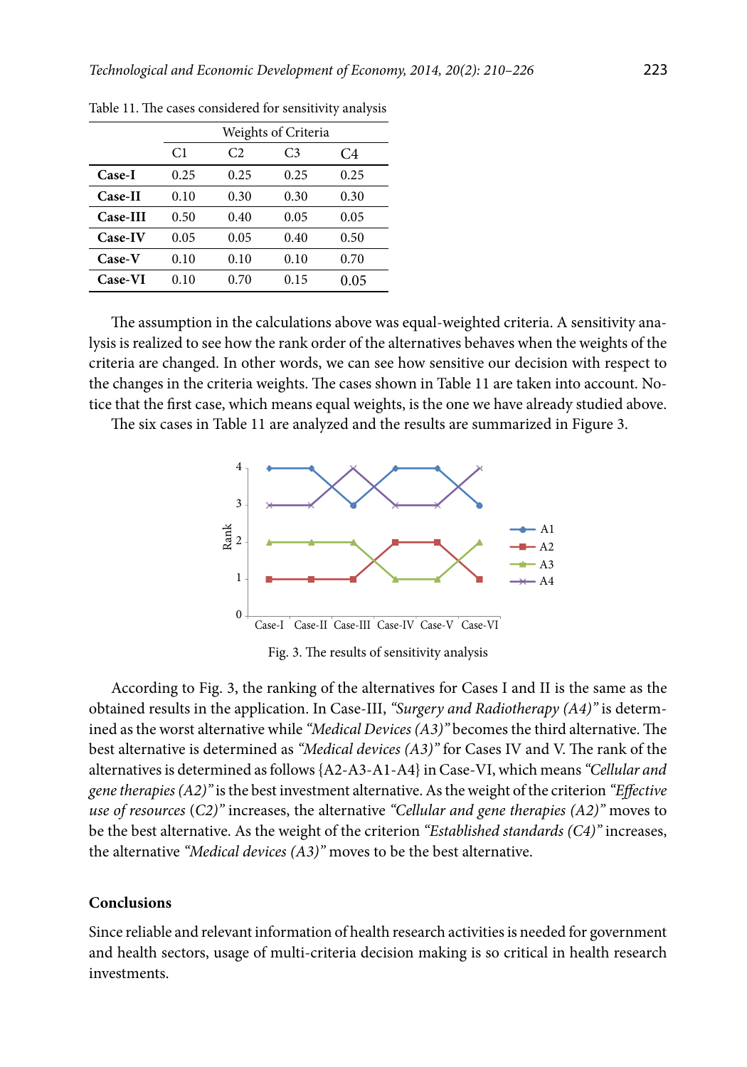Table 11. The cases considered for sensitivity analysis

| | Weights of Criteria | | | |
|---|---|---|---|---|
| | C1 | C2 | C3 | C4 |
| **Case-I** | 0.25 | 0.25 | 0.25 | 0.25 |
| **Case-II** | 0.10 | 0.30 | 0.30 | 0.30 |
| **Case-III** | 0.50 | 0.40 | 0.05 | 0.05 |
| **Case-IV** | 0.05 | 0.05 | 0.40 | 0.50 |
| **Case-V** | 0.10 | 0.10 | 0.10 | 0.70 |
| **Case-VI** | 0.10 | 0.70 | 0.15 | 0.05 |

The assumption in the calculations above was equal-weighted criteria. A sensitivity analysis is realized to see how the rank order of the alternatives behaves when the weights of the criteria are changed. In other words, we can see how sensitive our decision with respect to the changes in the criteria weights. The cases shown in Table 11 are taken into account. Notice that the first case, which means equal weights, is the one we have already studied above.

The six cases in Table 11 are analyzed and the results are summarized in Figure 3.

Fig. 3. The results of sensitivity analysis

According to Fig. 3, the ranking of the alternatives for Cases I and II is the same as the obtained results in the application. In Case-III, *"Surgery and Radiotherapy (A4)"* is determined as the worst alternative while *"Medical Devices (A3)"* becomes the third alternative. The best alternative is determined as *"Medical devices (A3)"* for Cases IV and V. The rank of the alternatives is determined as follows {A2-A3-A1-A4} in Case-VI, which means *"Cellular and gene therapies (A2)"* is the best investment alternative. As the weight of the criterion *"Effective use of resources (C2)"* increases, the alternative *"Cellular and gene therapies (A2)"* moves to be the best alternative. As the weight of the criterion *"Established standards (C4)"* increases, the alternative *"Medical devices (A3)"* moves to be the best alternative.

## Conclusions

Since reliable and relevant information of health research activities is needed for government and health sectors, usage of multi-criteria decision making is so critical in health research investments.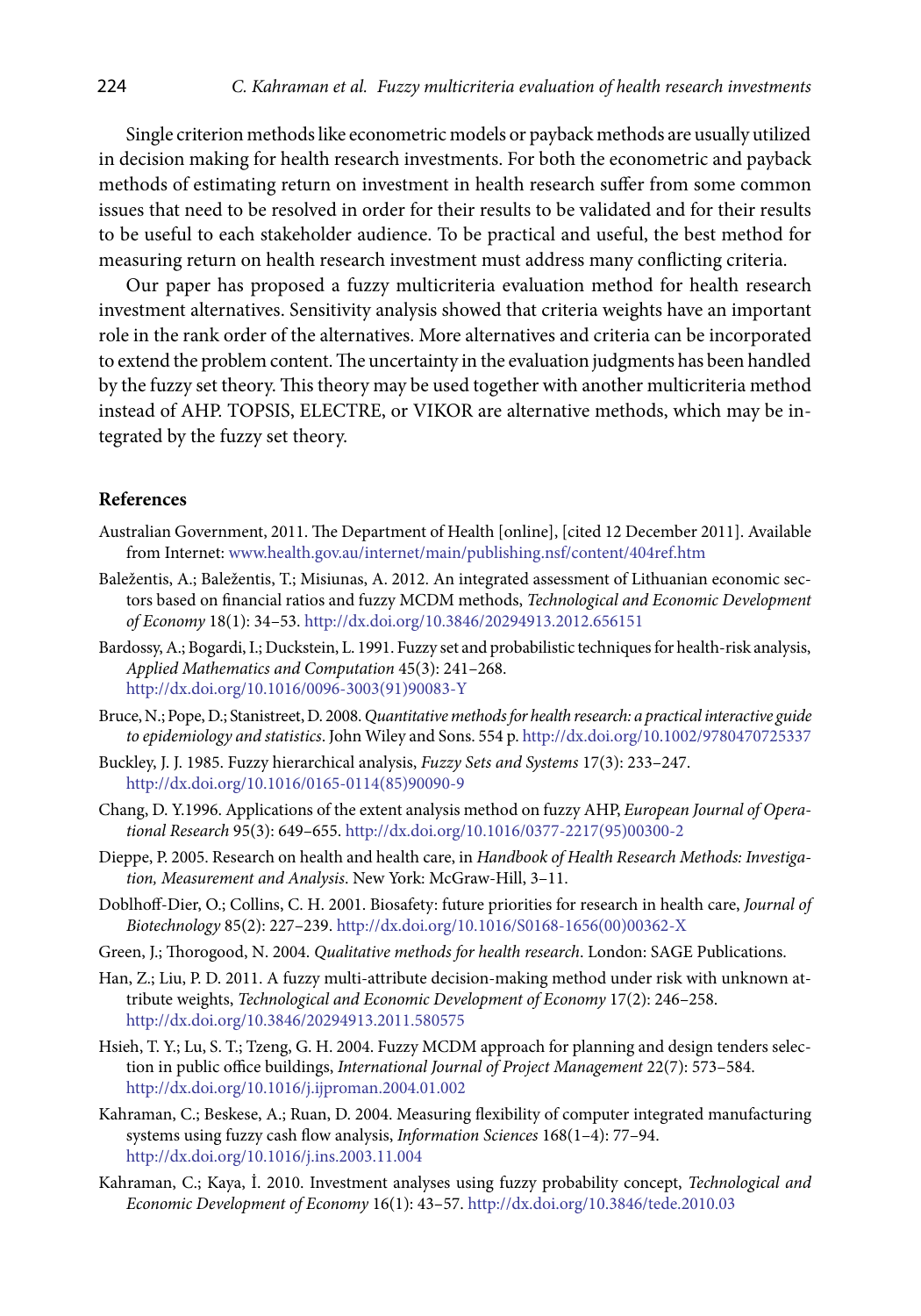Single criterion methods like econometric models or payback methods are usually utilized in decision making for health research investments. For both the econometric and payback methods of estimating return on investment in health research suffer from some common issues that need to be resolved in order for their results to be validated and for their results to be useful to each stakeholder audience. To be practical and useful, the best method for measuring return on health research investment must address many conflicting criteria.

Our paper has proposed a fuzzy multicriteria evaluation method for health research investment alternatives. Sensitivity analysis showed that criteria weights have an important role in the rank order of the alternatives. More alternatives and criteria can be incorporated to extend the problem content. The uncertainty in the evaluation judgments has been handled by the fuzzy set theory. This theory may be used together with another multicriteria method instead of AHP. TOPSIS, ELECTRE, or VIKOR are alternative methods, which may be integrated by the fuzzy set theory.

## References

Australian Government, 2011. The Department of Health [online], [cited 12 December 2011]. Available from Internet: www.health.gov.au/internet/main/publishing.nsf/content/404ref.htm

Baležentis, A.; Baležentis, T.; Misiunas, A. 2012. An integrated assessment of Lithuanian economic sectors based on financial ratios and fuzzy MCDM methods, *Technological and Economic Development of Economy* 18(1): 34–53. http://dx.doi.org/10.3846/20294913.2012.656151

Bardossy, A.; Bogardi, I.; Duckstein, L. 1991. Fuzzy set and probabilistic techniques for health-risk analysis, *Applied Mathematics and Computation* 45(3): 241–268. http://dx.doi.org/10.1016/0096-3003(91)90083-Y

Bruce, N.; Pope, D.; Stanistreet, D. 2008. *Quantitative methods for health research: a practical interactive guide to epidemiology and statistics*. John Wiley and Sons. 554 p. http://dx.doi.org/10.1002/9780470725337

Buckley, J. J. 1985. Fuzzy hierarchical analysis, *Fuzzy Sets and Systems* 17(3): 233–247. http://dx.doi.org/10.1016/0165-0114(85)90090-9

Chang, D. Y.1996. Applications of the extent analysis method on fuzzy AHP, *European Journal of Operational Research* 95(3): 649–655. http://dx.doi.org/10.1016/0377-2217(95)00300-2

Dieppe, P. 2005. Research on health and health care, in *Handbook of Health Research Methods: Investigation, Measurement and Analysis*. New York: McGraw-Hill, 3–11.

Doblhoff-Dier, O.; Collins, C. H. 2001. Biosafety: future priorities for research in health care, *Journal of Biotechnology* 85(2): 227–239. http://dx.doi.org/10.1016/S0168-1656(00)00362-X

Green, J.; Thorogood, N. 2004. *Qualitative methods for health research*. London: SAGE Publications.

Han, Z.; Liu, P. D. 2011. A fuzzy multi-attribute decision-making method under risk with unknown attribute weights, *Technological and Economic Development of Economy* 17(2): 246–258. http://dx.doi.org/10.3846/20294913.2011.580575

Hsieh, T. Y.; Lu, S. T.; Tzeng, G. H. 2004. Fuzzy MCDM approach for planning and design tenders selection in public office buildings, *International Journal of Project Management* 22(7): 573–584. http://dx.doi.org/10.1016/j.ijproman.2004.01.002

Kahraman, C.; Beskese, A.; Ruan, D. 2004. Measuring flexibility of computer integrated manufacturing systems using fuzzy cash flow analysis, *Information Sciences* 168(1–4): 77–94. http://dx.doi.org/10.1016/j.ins.2003.11.004

Kahraman, C.; Kaya, İ. 2010. Investment analyses using fuzzy probability concept, *Technological and Economic Development of Economy* 16(1): 43–57. http://dx.doi.org/10.3846/tede.2010.03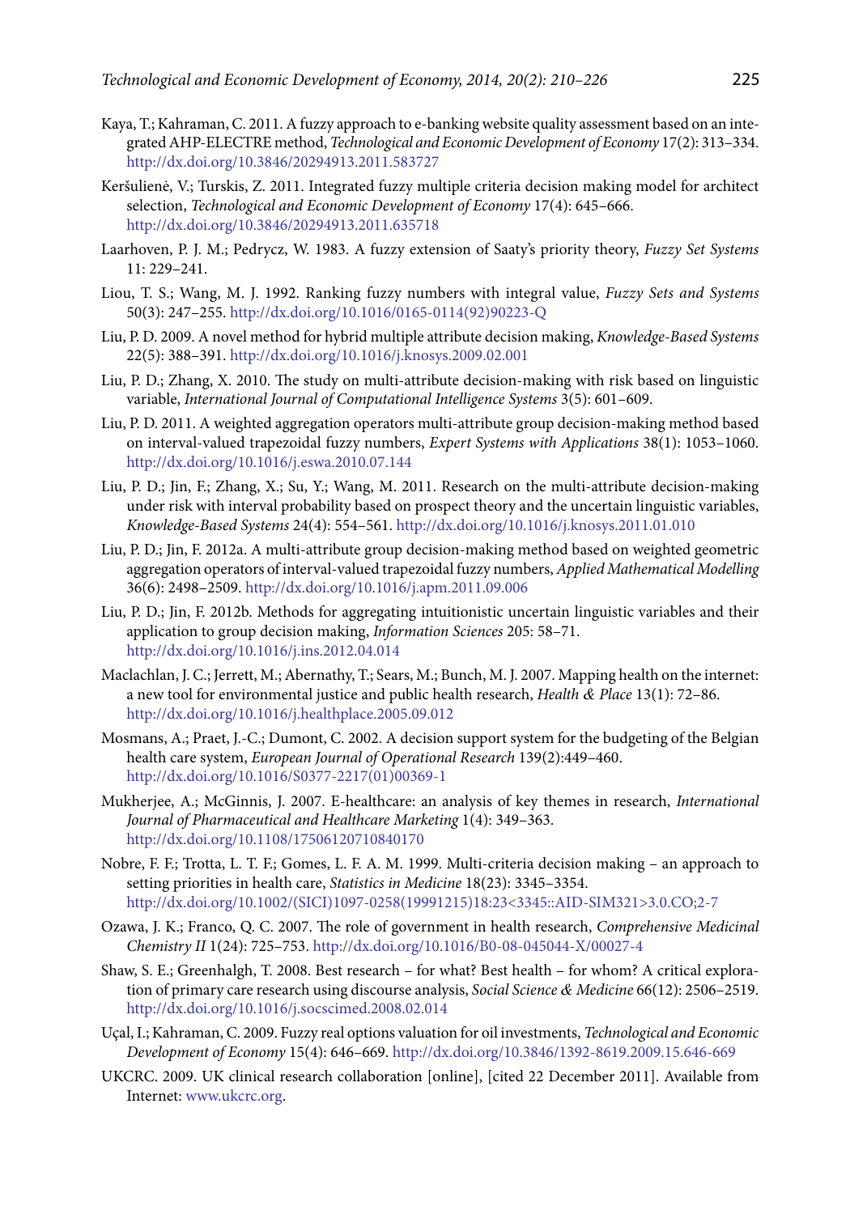Kaya, T.; Kahraman, C. 2011. A fuzzy approach to e-banking website quality assessment based on an integrated AHP-ELECTRE method, *Technological and Economic Development of Economy* 17(2): 313–334. http://dx.doi.org/10.3846/20294913.2011.583727

Keršulienė, V.; Turskis, Z. 2011. Integrated fuzzy multiple criteria decision making model for architect selection, *Technological and Economic Development of Economy* 17(4): 645–666. http://dx.doi.org/10.3846/20294913.2011.635718

Laarhoven, P. J. M.; Pedrycz, W. 1983. A fuzzy extension of Saaty's priority theory, *Fuzzy Set Systems* 11: 229–241.

Liou, T. S.; Wang, M. J. 1992. Ranking fuzzy numbers with integral value, *Fuzzy Sets and Systems* 50(3): 247–255. http://dx.doi.org/10.1016/0165-0114(92)90223-Q

Liu, P. D. 2009. A novel method for hybrid multiple attribute decision making, *Knowledge-Based Systems* 22(5): 388–391. http://dx.doi.org/10.1016/j.knosys.2009.02.001

Liu, P. D.; Zhang, X. 2010. The study on multi-attribute decision-making with risk based on linguistic variable, *International Journal of Computational Intelligence Systems* 3(5): 601–609.

Liu, P. D. 2011. A weighted aggregation operators multi-attribute group decision-making method based on interval-valued trapezoidal fuzzy numbers, *Expert Systems with Applications* 38(1): 1053–1060. http://dx.doi.org/10.1016/j.eswa.2010.07.144

Liu, P. D.; Jin, F.; Zhang, X.; Su, Y.; Wang, M. 2011. Research on the multi-attribute decision-making under risk with interval probability based on prospect theory and the uncertain linguistic variables, *Knowledge-Based Systems* 24(4): 554–561. http://dx.doi.org/10.1016/j.knosys.2011.01.010

Liu, P. D.; Jin, F. 2012a. A multi-attribute group decision-making method based on weighted geometric aggregation operators of interval-valued trapezoidal fuzzy numbers, *Applied Mathematical Modelling* 36(6): 2498–2509. http://dx.doi.org/10.1016/j.apm.2011.09.006

Liu, P. D.; Jin, F. 2012b. Methods for aggregating intuitionistic uncertain linguistic variables and their application to group decision making, *Information Sciences* 205: 58–71. http://dx.doi.org/10.1016/j.ins.2012.04.014

Maclachlan, J. C.; Jerrett, M.; Abernathy, T.; Sears, M.; Bunch, M. J. 2007. Mapping health on the internet: a new tool for environmental justice and public health research, *Health & Place* 13(1): 72–86. http://dx.doi.org/10.1016/j.healthplace.2005.09.012

Mosmans, A.; Praet, J.-C.; Dumont, C. 2002. A decision support system for the budgeting of the Belgian health care system, *European Journal of Operational Research* 139(2):449–460. http://dx.doi.org/10.1016/S0377-2217(01)00369-1

Mukherjee, A.; McGinnis, J. 2007. E-healthcare: an analysis of key themes in research, *International Journal of Pharmaceutical and Healthcare Marketing* 1(4): 349–363. http://dx.doi.org/10.1108/17506120710840170

Nobre, F. F.; Trotta, L. T. F.; Gomes, L. F. A. M. 1999. Multi-criteria decision making – an approach to setting priorities in health care, *Statistics in Medicine* 18(23): 3345–3354. http://dx.doi.org/10.1002/(SICI)1097-0258(19991215)18:23<3345::AID-SIM321>3.0.CO;2-7

Ozawa, J. K.; Franco, Q. C. 2007. The role of government in health research, *Comprehensive Medicinal Chemistry II* 1(24): 725–753. http://dx.doi.org/10.1016/B0-08-045044-X/00027-4

Shaw, S. E.; Greenhalgh, T. 2008. Best research – for what? Best health – for whom? A critical exploration of primary care research using discourse analysis, *Social Science & Medicine* 66(12): 2506–2519. http://dx.doi.org/10.1016/j.socscimed.2008.02.014

Uçal, I.; Kahraman, C. 2009. Fuzzy real options valuation for oil investments, *Technological and Economic Development of Economy* 15(4): 646–669. http://dx.doi.org/10.3846/1392-8619.2009.15.646-669

UKCRC. 2009. UK clinical research collaboration [online], [cited 22 December 2011]. Available from Internet: www.ukcrc.org.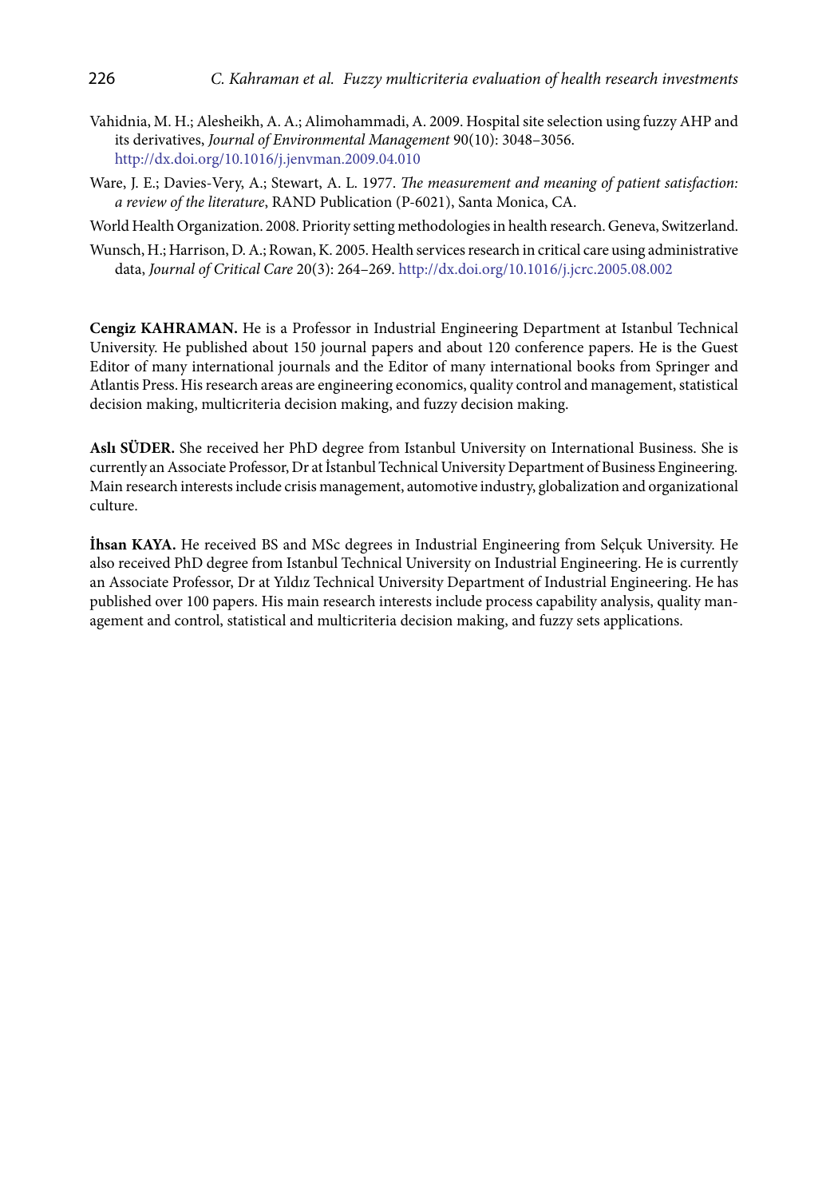Vahidnia, M. H.; Alesheikh, A. A.; Alimohammadi, A. 2009. Hospital site selection using fuzzy AHP and its derivatives, *Journal of Environmental Management* 90(10): 3048–3056. http://dx.doi.org/10.1016/j.jenvman.2009.04.010

Ware, J. E.; Davies-Very, A.; Stewart, A. L. 1977. *The measurement and meaning of patient satisfaction: a review of the literature*, RAND Publication (P-6021), Santa Monica, CA.

World Health Organization. 2008. Priority setting methodologies in health research. Geneva, Switzerland.

Wunsch, H.; Harrison, D. A.; Rowan, K. 2005. Health services research in critical care using administrative data, *Journal of Critical Care* 20(3): 264–269. http://dx.doi.org/10.1016/j.jcrc.2005.08.002

**Cengiz KAHRAMAN.** He is a Professor in Industrial Engineering Department at Istanbul Technical University. He published about 150 journal papers and about 120 conference papers. He is the Guest Editor of many international journals and the Editor of many international books from Springer and Atlantis Press. His research areas are engineering economics, quality control and management, statistical decision making, multicriteria decision making, and fuzzy decision making.

**Aslı SÜDER.** She received her PhD degree from Istanbul University on International Business. She is currently an Associate Professor, Dr at İstanbul Technical University Department of Business Engineering. Main research interests include crisis management, automotive industry, globalization and organizational culture.

**İhsan KAYA.** He received BS and MSc degrees in Industrial Engineering from Selçuk University. He also received PhD degree from Istanbul Technical University on Industrial Engineering. He is currently an Associate Professor, Dr at Yıldız Technical University Department of Industrial Engineering. He has published over 100 papers. His main research interests include process capability analysis, quality management and control, statistical and multicriteria decision making, and fuzzy sets applications.